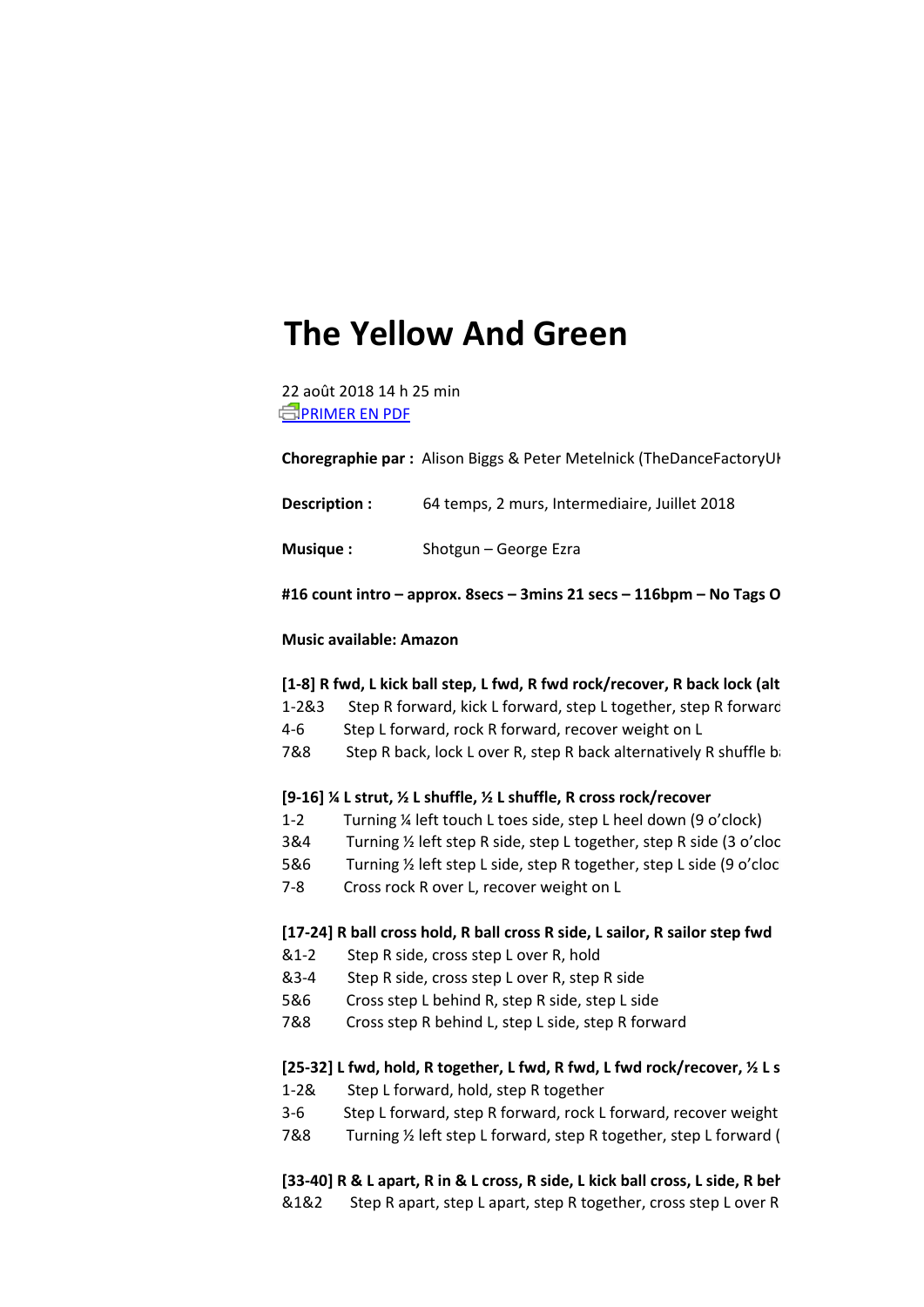# The Yellow And Green

22 août 2018 14 h 25 min
[PRIMER EN PDF]

**Choregraphie par :** Alison Biggs & Peter Metelnick (TheDanceFactoryUk

**Description :** 64 temps, 2 murs, Intermediaire, Juillet 2018

**Musique :** Shotgun – George Ezra

**#16 count intro – approx. 8secs – 3mins 21 secs – 116bpm – No Tags O**

**Music available: Amazon**

**[1-8] R fwd, L kick ball step, L fwd, R fwd rock/recover, R back lock (alt**

1-2&3 Step R forward, kick L forward, step L together, step R forward
4-6 Step L forward, rock R forward, recover weight on L
7&8 Step R back, lock L over R, step R back alternatively R shuffle b

**[9-16] ¼ L strut, ½ L shuffle, ½ L shuffle, R cross rock/recover**

1-2 Turning ¼ left touch L toes side, step L heel down (9 o'clock)
3&4 Turning ½ left step R side, step L together, step R side (3 o'cloc
5&6 Turning ½ left step L side, step R together, step L side (9 o'cloc
7-8 Cross rock R over L, recover weight on L

**[17-24] R ball cross hold, R ball cross R side, L sailor, R sailor step fwd**

&1-2 Step R side, cross step L over R, hold
&3-4 Step R side, cross step L over R, step R side
5&6 Cross step L behind R, step R side, step L side
7&8 Cross step R behind L, step L side, step R forward

**[25-32] L fwd, hold, R together, L fwd, R fwd, L fwd rock/recover, ½ L s**

1-2& Step L forward, hold, step R together
3-6 Step L forward, step R forward, rock L forward, recover weight
7&8 Turning ½ left step L forward, step R together, step L forward (

**[33-40] R & L apart, R in & L cross, R side, L kick ball cross, L side, R bel**

&1&2 Step R apart, step L apart, step R together, cross step L over R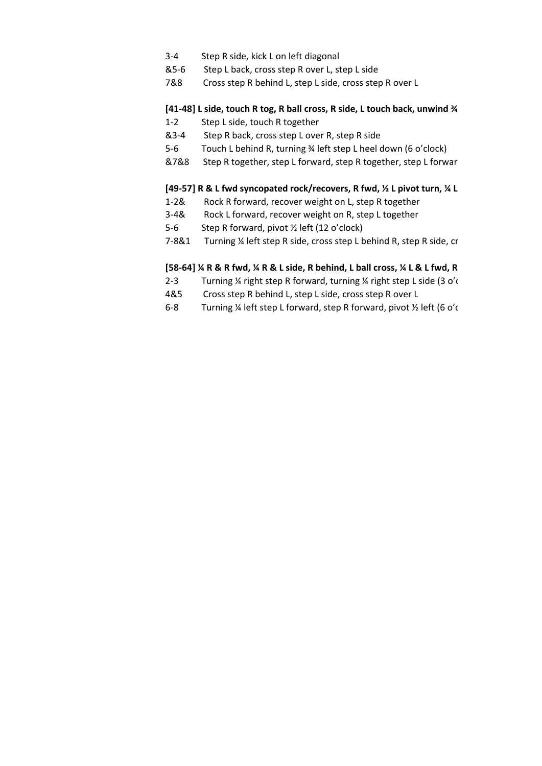3-4 Step R side, kick L on left diagonal
&5-6 Step L back, cross step R over L, step L side
7&8 Cross step R behind L, step L side, cross step R over L

**[41-48] L side, touch R tog, R ball cross, R side, L touch back, unwind ¾**

1-2 Step L side, touch R together
&3-4 Step R back, cross step L over R, step R side
5-6 Touch L behind R, turning ¾ left step L heel down (6 o'clock)
&7&8 Step R together, step L forward, step R together, step L forwar

**[49-57] R & L fwd syncopated rock/recovers, R fwd, ½ L pivot turn, ¼ L**

1-2& Rock R forward, recover weight on L, step R together
3-4& Rock L forward, recover weight on R, step L together
5-6 Step R forward, pivot ½ left (12 o'clock)
7-8&1 Turning ¼ left step R side, cross step L behind R, step R side, cr

**[58-64] ¼ R & R fwd, ¼ R & L side, R behind, L ball cross, ¼ L & L fwd, R**

2-3 Turning ¼ right step R forward, turning ¼ right step L side (3 o'c
4&5 Cross step R behind L, step L side, cross step R over L
6-8 Turning ¼ left step L forward, step R forward, pivot ½ left (6 o'c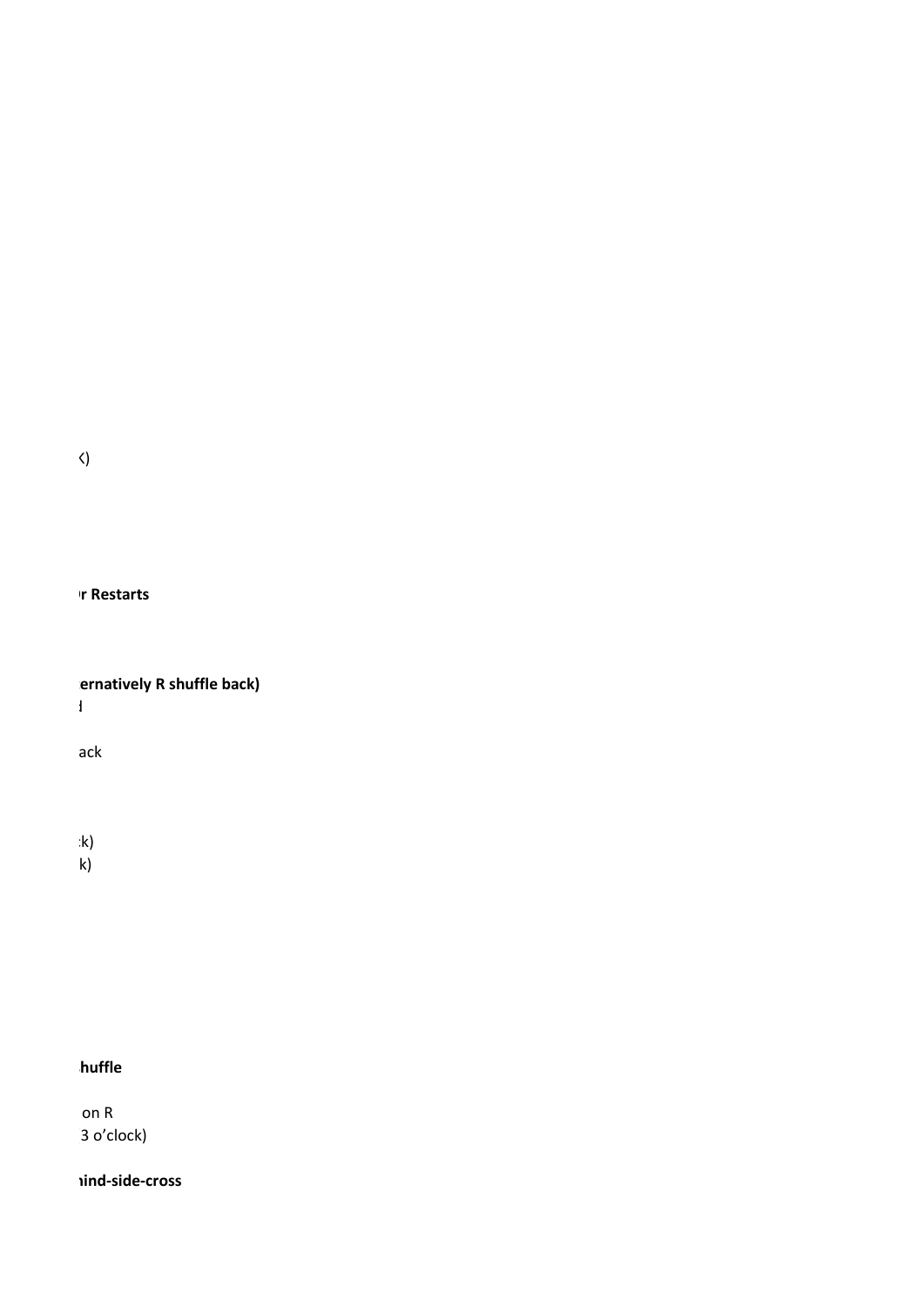‹)

**r Restarts**

**ernatively R shuffle back)**
ꟷ

ack

:k)
k)

**huffle**

on R
3 o'clock)

**nind-side-cross**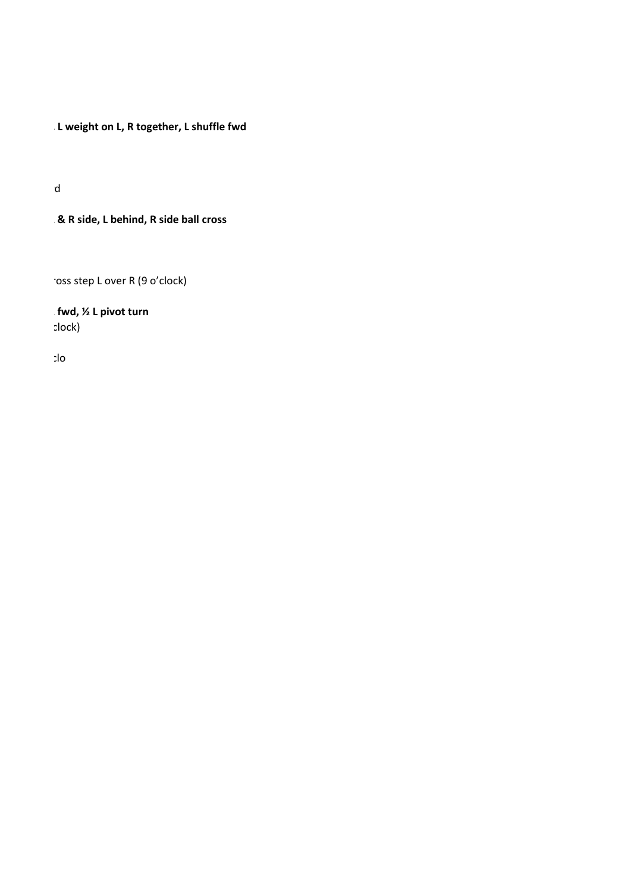**L weight on L, R together, L shuffle fwd**

d

**& R side, L behind, R side ball cross**

oss step L over R (9 o'clock)

**fwd, ½ L pivot turn**
clock)

clo